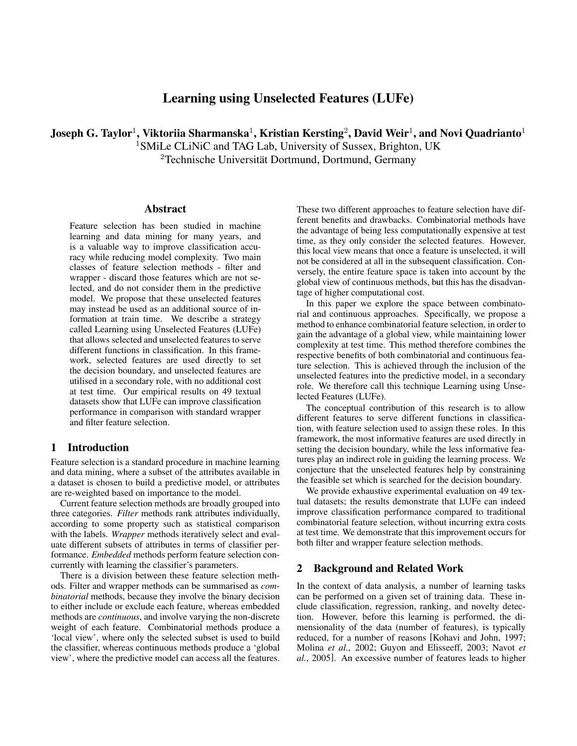# Learning using Unselected Features (LUFe)

**Joseph G. Taylor[1], Viktoriia Sharmanska[1], Kristian Kersting[2], David Weir[1], and Novi Quadrianto[1]**

[1]SMiLe CLiNiC and TAG Lab, University of Sussex, Brighton, UK

[2]Technische Universität Dortmund, Dortmund, Germany

## Abstract

Feature selection has been studied in machine learning and data mining for many years, and is a valuable way to improve classification accuracy while reducing model complexity. Two main classes of feature selection methods - filter and wrapper - discard those features which are not selected, and do not consider them in the predictive model. We propose that these unselected features may instead be used as an additional source of information at train time. We describe a strategy called Learning using Unselected Features (LUFe) that allows selected and unselected features to serve different functions in classification. In this framework, selected features are used directly to set the decision boundary, and unselected features are utilised in a secondary role, with no additional cost at test time. Our empirical results on 49 textual datasets show that LUFe can improve classification performance in comparison with standard wrapper and filter feature selection.

## 1 Introduction

Feature selection is a standard procedure in machine learning and data mining, where a subset of the attributes available in a dataset is chosen to build a predictive model, or attributes are re-weighted based on importance to the model.

Current feature selection methods are broadly grouped into three categories. *Filter* methods rank attributes individually, according to some property such as statistical comparison with the labels. *Wrapper* methods iteratively select and evaluate different subsets of attributes in terms of classifier performance. *Embedded* methods perform feature selection concurrently with learning the classifier's parameters.

There is a division between these feature selection methods. Filter and wrapper methods can be summarised as *combinatorial* methods, because they involve the binary decision to either include or exclude each feature, whereas embedded methods are *continuous*, and involve varying the non-discrete weight of each feature. Combinatorial methods produce a 'local view', where only the selected subset is used to build the classifier, whereas continuous methods produce a 'global view', where the predictive model can access all the features. These two different approaches to feature selection have different benefits and drawbacks. Combinatorial methods have the advantage of being less computationally expensive at test time, as they only consider the selected features. However, this local view means that once a feature is unselected, it will not be considered at all in the subsequent classification. Conversely, the entire feature space is taken into account by the global view of continuous methods, but this has the disadvantage of higher computational cost.

In this paper we explore the space between combinatorial and continuous approaches. Specifically, we propose a method to enhance combinatorial feature selection, in order to gain the advantage of a global view, while maintaining lower complexity at test time. This method therefore combines the respective benefits of both combinatorial and continuous feature selection. This is achieved through the inclusion of the unselected features into the predictive model, in a secondary role. We therefore call this technique Learning using Unselected Features (LUFe).

The conceptual contribution of this research is to allow different features to serve different functions in classification, with feature selection used to assign these roles. In this framework, the most informative features are used directly in setting the decision boundary, while the less informative features play an indirect role in guiding the learning process. We conjecture that the unselected features help by constraining the feasible set which is searched for the decision boundary.

We provide exhaustive experimental evaluation on 49 textual datasets; the results demonstrate that LUFe can indeed improve classification performance compared to traditional combinatorial feature selection, without incurring extra costs at test time. We demonstrate that this improvement occurs for both filter and wrapper feature selection methods.

## 2 Background and Related Work

In the context of data analysis, a number of learning tasks can be performed on a given set of training data. These include classification, regression, ranking, and novelty detection. However, before this learning is performed, the dimensionality of the data (number of features), is typically reduced, for a number of reasons [Kohavi and John, 1997; Molina *et al.*, 2002; Guyon and Elisseeff, 2003; Navot *et al.*, 2005]. An excessive number of features leads to higher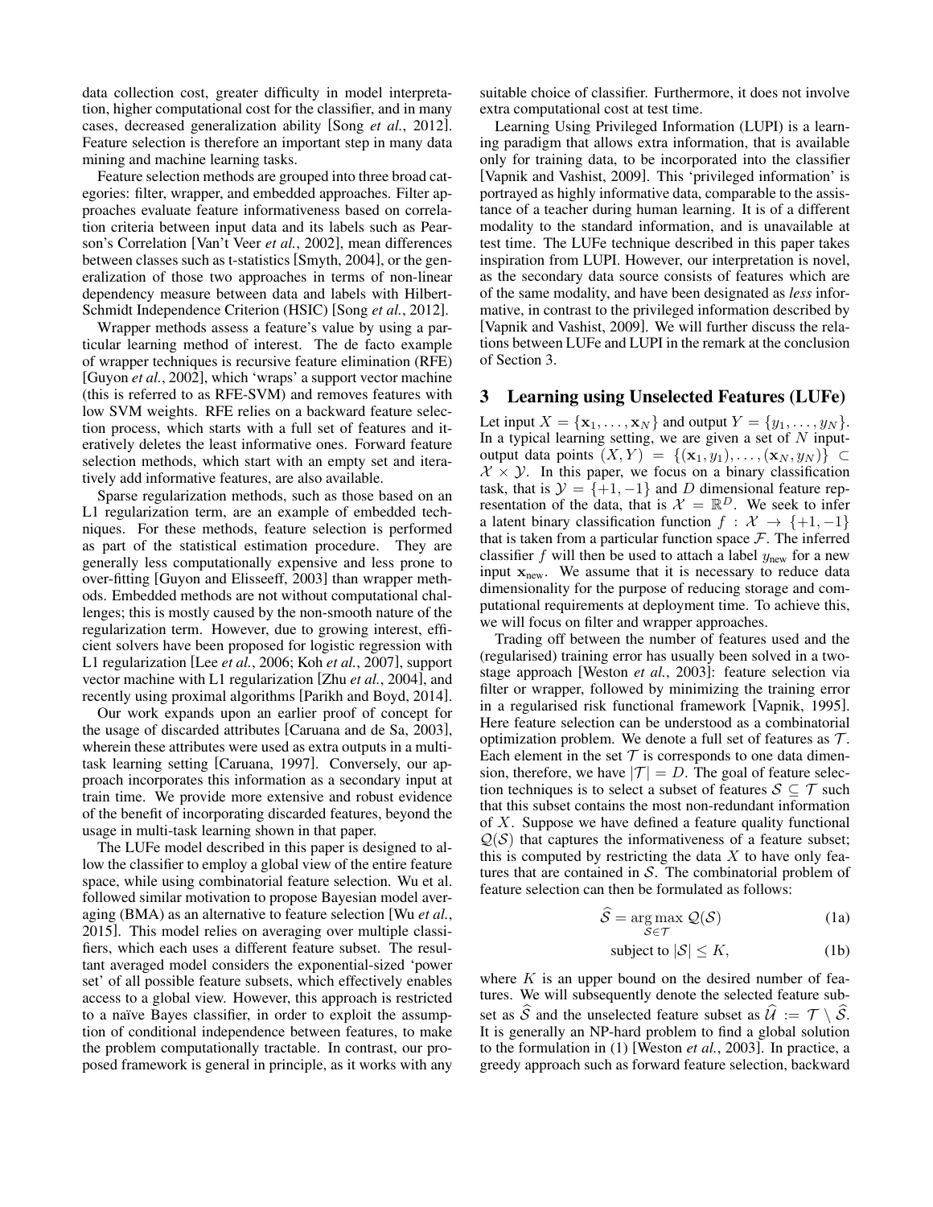data collection cost, greater difficulty in model interpretation, higher computational cost for the classifier, and in many cases, decreased generalization ability [Song *et al.*, 2012]. Feature selection is therefore an important step in many data mining and machine learning tasks.

Feature selection methods are grouped into three broad categories: filter, wrapper, and embedded approaches. Filter approaches evaluate feature informativeness based on correlation criteria between input data and its labels such as Pearson's Correlation [Van't Veer *et al.*, 2002], mean differences between classes such as t-statistics [Smyth, 2004], or the generalization of those two approaches in terms of non-linear dependency measure between data and labels with Hilbert-Schmidt Independence Criterion (HSIC) [Song *et al.*, 2012].

Wrapper methods assess a feature's value by using a particular learning method of interest. The de facto example of wrapper techniques is recursive feature elimination (RFE) [Guyon *et al.*, 2002], which 'wraps' a support vector machine (this is referred to as RFE-SVM) and removes features with low SVM weights. RFE relies on a backward feature selection process, which starts with a full set of features and iteratively deletes the least informative ones. Forward feature selection methods, which start with an empty set and iteratively add informative features, are also available.

Sparse regularization methods, such as those based on an L1 regularization term, are an example of embedded techniques. For these methods, feature selection is performed as part of the statistical estimation procedure. They are generally less computationally expensive and less prone to over-fitting [Guyon and Elisseeff, 2003] than wrapper methods. Embedded methods are not without computational challenges; this is mostly caused by the non-smooth nature of the regularization term. However, due to growing interest, efficient solvers have been proposed for logistic regression with L1 regularization [Lee *et al.*, 2006; Koh *et al.*, 2007], support vector machine with L1 regularization [Zhu *et al.*, 2004], and recently using proximal algorithms [Parikh and Boyd, 2014].

Our work expands upon an earlier proof of concept for the usage of discarded attributes [Caruana and de Sa, 2003], wherein these attributes were used as extra outputs in a multi-task learning setting [Caruana, 1997]. Conversely, our approach incorporates this information as a secondary input at train time. We provide more extensive and robust evidence of the benefit of incorporating discarded features, beyond the usage in multi-task learning shown in that paper.

The LUFe model described in this paper is designed to allow the classifier to employ a global view of the entire feature space, while using combinatorial feature selection. Wu et al. followed similar motivation to propose Bayesian model averaging (BMA) as an alternative to feature selection [Wu *et al.*, 2015]. This model relies on averaging over multiple classifiers, which each uses a different feature subset. The resultant averaged model considers the exponential-sized 'power set' of all possible feature subsets, which effectively enables access to a global view. However, this approach is restricted to a naïve Bayes classifier, in order to exploit the assumption of conditional independence between features, to make the problem computationally tractable. In contrast, our proposed framework is general in principle, as it works with any suitable choice of classifier. Furthermore, it does not involve extra computational cost at test time.

Learning Using Privileged Information (LUPI) is a learning paradigm that allows extra information, that is available only for training data, to be incorporated into the classifier [Vapnik and Vashist, 2009]. This 'privileged information' is portrayed as highly informative data, comparable to the assistance of a teacher during human learning. It is of a different modality to the standard information, and is unavailable at test time. The LUFe technique described in this paper takes inspiration from LUPI. However, our interpretation is novel, as the secondary data source consists of features which are of the same modality, and have been designated as *less* informative, in contrast to the privileged information described by [Vapnik and Vashist, 2009]. We will further discuss the relations between LUFe and LUPI in the remark at the conclusion of Section 3.

## 3 Learning using Unselected Features (LUFe)

Let input $X = \{\mathbf{x}_1, \ldots, \mathbf{x}_N\}$ and output $Y = \{y_1, \ldots, y_N\}$. In a typical learning setting, we are given a set of $N$ input-output data points $(X, Y) = \{(\mathbf{x}_1, y_1), \ldots, (\mathbf{x}_N, y_N)\} \subset \mathcal{X} \times \mathcal{Y}$. In this paper, we focus on a binary classification task, that is $\mathcal{Y} = \{+1, -1\}$ and $D$ dimensional feature representation of the data, that is $\mathcal{X} = \mathbb{R}^D$. We seek to infer a latent binary classification function $f : \mathcal{X} \to \{+1, -1\}$ that is taken from a particular function space $\mathcal{F}$. The inferred classifier $f$ will then be used to attach a label $y_{\text{new}}$ for a new input $\mathbf{x}_{\text{new}}$. We assume that it is necessary to reduce data dimensionality for the purpose of reducing storage and computational requirements at deployment time. To achieve this, we will focus on filter and wrapper approaches.

Trading off between the number of features used and the (regularised) training error has usually been solved in a two-stage approach [Weston *et al.*, 2003]: feature selection via filter or wrapper, followed by minimizing the training error in a regularised risk functional framework [Vapnik, 1995]. Here feature selection can be understood as a combinatorial optimization problem. We denote a full set of features as $\mathcal{T}$. Each element in the set $\mathcal{T}$ is corresponds to one data dimension, therefore, we have $|\mathcal{T}| = D$. The goal of feature selection techniques is to select a subset of features $\mathcal{S} \subseteq \mathcal{T}$ such that this subset contains the most non-redundant information of $X$. Suppose we have defined a feature quality functional $\mathcal{Q}(\mathcal{S})$ that captures the informativeness of a feature subset; this is computed by restricting the data $X$ to have only features that are contained in $\mathcal{S}$. The combinatorial problem of feature selection can then be formulated as follows:

$$\widehat{\mathcal{S}} = \underset{\mathcal{S} \in \mathcal{T}}{\arg\max}\ \mathcal{Q}(\mathcal{S}) \tag{1a}$$

$$\text{subject to } |\mathcal{S}| \leq K, \tag{1b}$$

where $K$ is an upper bound on the desired number of features. We will subsequently denote the selected feature subset as $\widehat{\mathcal{S}}$ and the unselected feature subset as $\widehat{\mathcal{U}} := \mathcal{T} \setminus \widehat{\mathcal{S}}$. It is generally an NP-hard problem to find a global solution to the formulation in (1) [Weston *et al.*, 2003]. In practice, a greedy approach such as forward feature selection, backward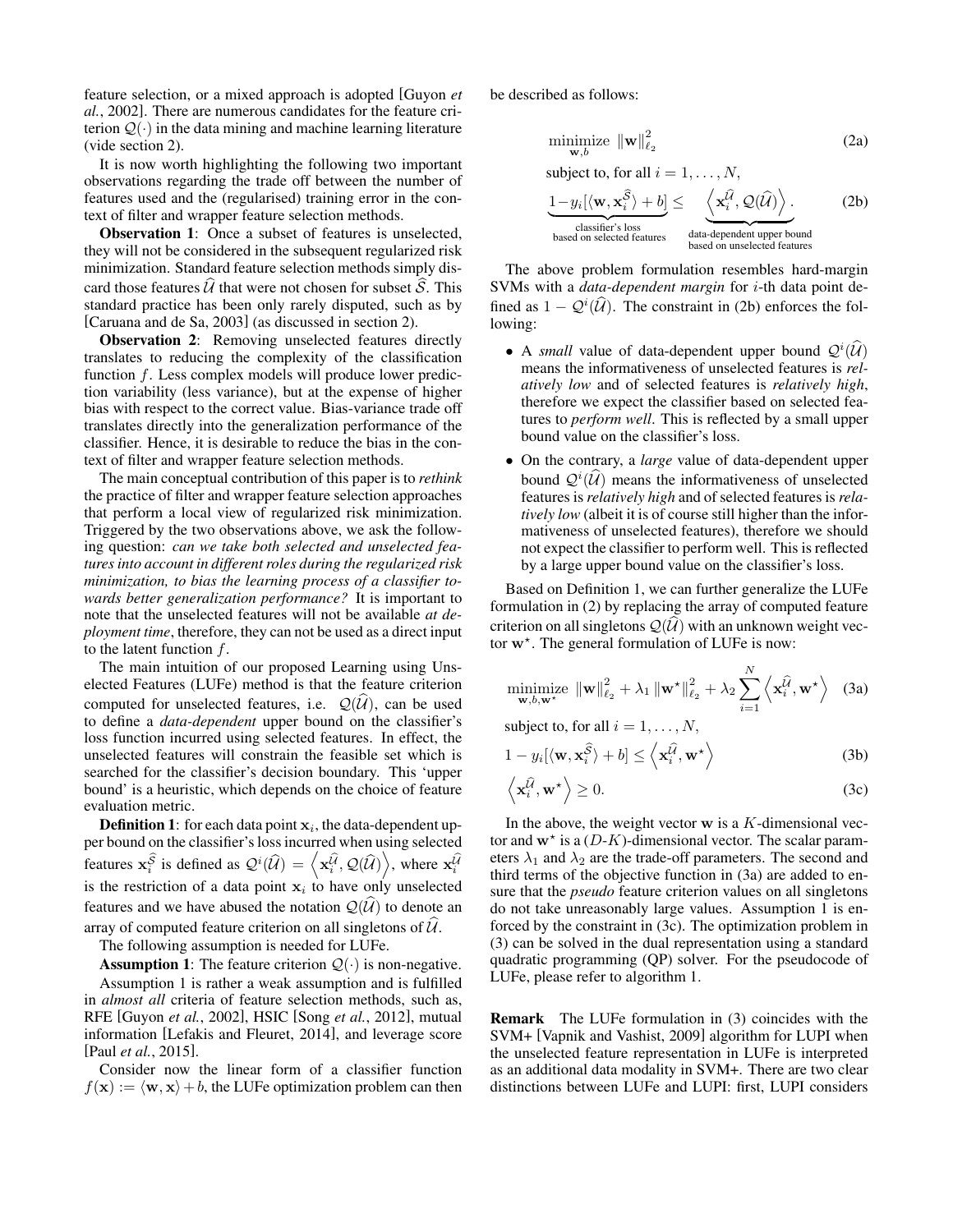feature selection, or a mixed approach is adopted [Guyon *et al.*, 2002]. There are numerous candidates for the feature criterion $\mathcal{Q}(\cdot)$ in the data mining and machine learning literature (vide section 2).

It is now worth highlighting the following two important observations regarding the trade off between the number of features used and the (regularised) training error in the context of filter and wrapper feature selection methods.

**Observation 1**: Once a subset of features is unselected, they will not be considered in the subsequent regularized risk minimization. Standard feature selection methods simply discard those features $\widehat{\mathcal{U}}$ that were not chosen for subset $\widehat{\mathcal{S}}$. This standard practice has been only rarely disputed, such as by [Caruana and de Sa, 2003] (as discussed in section 2).

**Observation 2**: Removing unselected features directly translates to reducing the complexity of the classification function $f$. Less complex models will produce lower prediction variability (less variance), but at the expense of higher bias with respect to the correct value. Bias-variance trade off translates directly into the generalization performance of the classifier. Hence, it is desirable to reduce the bias in the context of filter and wrapper feature selection methods.

The main conceptual contribution of this paper is to *rethink* the practice of filter and wrapper feature selection approaches that perform a local view of regularized risk minimization. Triggered by the two observations above, we ask the following question: *can we take both selected and unselected features into account in different roles during the regularized risk minimization, to bias the learning process of a classifier towards better generalization performance?* It is important to note that the unselected features will not be available *at deployment time*, therefore, they can not be used as a direct input to the latent function $f$.

The main intuition of our proposed Learning using Unselected Features (LUFe) method is that the feature criterion computed for unselected features, i.e. $\mathcal{Q}(\widehat{\mathcal{U}})$, can be used to define a *data-dependent* upper bound on the classifier's loss function incurred using selected features. In effect, the unselected features will constrain the feasible set which is searched for the classifier's decision boundary. This 'upper bound' is a heuristic, which depends on the choice of feature evaluation metric.

**Definition 1**: for each data point $\mathbf{x}_i$, the data-dependent upper bound on the classifier's loss incurred when using selected features $\mathbf{x}_i^{\widehat{\mathcal{S}}}$ is defined as $\mathcal{Q}^i(\widehat{\mathcal{U}}) = \left\langle \mathbf{x}_i^{\widehat{\mathcal{U}}}, \mathcal{Q}(\widehat{\mathcal{U}}) \right\rangle$, where $\mathbf{x}_i^{\widehat{\mathcal{U}}}$ is the restriction of a data point $\mathbf{x}_i$ to have only unselected features and we have abused the notation $\mathcal{Q}(\widehat{\mathcal{U}})$ to denote an array of computed feature criterion on all singletons of $\widehat{\mathcal{U}}$.

The following assumption is needed for LUFe.

**Assumption 1**: The feature criterion $\mathcal{Q}(\cdot)$ is non-negative.

Assumption 1 is rather a weak assumption and is fulfilled in *almost all* criteria of feature selection methods, such as, RFE [Guyon *et al.*, 2002], HSIC [Song *et al.*, 2012], mutual information [Lefakis and Fleuret, 2014], and leverage score [Paul *et al.*, 2015].

Consider now the linear form of a classifier function $f(\mathbf{x}) := \langle \mathbf{w}, \mathbf{x} \rangle + b$, the LUFe optimization problem can then be described as follows:

$$\underset{\mathbf{w},b}{\text{minimize}} \ \|\mathbf{w}\|_{\ell_2}^2 \tag{2a}$$

subject to, for all $i = 1, \ldots, N$,

$$\underbrace{1 - y_i[\langle \mathbf{w}, \mathbf{x}_i^{\widehat{\mathcal{S}}} \rangle + b]}_{\substack{\text{classifier's loss} \\ \text{based on selected features}}} \leq \underbrace{\left\langle \mathbf{x}_i^{\widehat{\mathcal{U}}}, \mathcal{Q}(\widehat{\mathcal{U}}) \right\rangle}_{\substack{\text{data-dependent upper bound} \\ \text{based on unselected features}}}. \tag{2b}$$

The above problem formulation resembles hard-margin SVMs with a *data-dependent margin* for $i$-th data point defined as $1 - \mathcal{Q}^i(\widehat{\mathcal{U}})$. The constraint in (2b) enforces the following:

- A *small* value of data-dependent upper bound $\mathcal{Q}^i(\widehat{\mathcal{U}})$ means the informativeness of unselected features is *relatively low* and of selected features is *relatively high*, therefore we expect the classifier based on selected features to *perform well*. This is reflected by a small upper bound value on the classifier's loss.
- On the contrary, a *large* value of data-dependent upper bound $\mathcal{Q}^i(\widehat{\mathcal{U}})$ means the informativeness of unselected features is *relatively high* and of selected features is *relatively low* (albeit it is of course still higher than the informativeness of unselected features), therefore we should not expect the classifier to perform well. This is reflected by a large upper bound value on the classifier's loss.

Based on Definition 1, we can further generalize the LUFe formulation in (2) by replacing the array of computed feature criterion on all singletons $\mathcal{Q}(\widehat{\mathcal{U}})$ with an unknown weight vector $\mathbf{w}^\star$. The general formulation of LUFe is now:

$$\underset{\mathbf{w},b,\mathbf{w}^\star}{\text{minimize}} \ \|\mathbf{w}\|_{\ell_2}^2 + \lambda_1 \|\mathbf{w}^\star\|_{\ell_2}^2 + \lambda_2 \sum_{i=1}^{N} \left\langle \mathbf{x}_i^{\widehat{\mathcal{U}}}, \mathbf{w}^\star \right\rangle \tag{3a}$$

subject to, for all $i = 1, \ldots, N$,

$$1 - y_i[\langle \mathbf{w}, \mathbf{x}_i^{\widehat{\mathcal{S}}} \rangle + b] \leq \left\langle \mathbf{x}_i^{\widehat{\mathcal{U}}}, \mathbf{w}^\star \right\rangle \tag{3b}$$

$$\left\langle \mathbf{x}_i^{\widehat{\mathcal{U}}}, \mathbf{w}^\star \right\rangle \geq 0. \tag{3c}$$

In the above, the weight vector $\mathbf{w}$ is a $K$-dimensional vector and $\mathbf{w}^\star$ is a $(D\text{-}K)$-dimensional vector. The scalar parameters $\lambda_1$ and $\lambda_2$ are the trade-off parameters. The second and third terms of the objective function in (3a) are added to ensure that the *pseudo* feature criterion values on all singletons do not take unreasonably large values. Assumption 1 is enforced by the constraint in (3c). The optimization problem in (3) can be solved in the dual representation using a standard quadratic programming (QP) solver. For the pseudocode of LUFe, please refer to algorithm 1.

**Remark** The LUFe formulation in (3) coincides with the SVM+ [Vapnik and Vashist, 2009] algorithm for LUPI when the unselected feature representation in LUFe is interpreted as an additional data modality in SVM+. There are two clear distinctions between LUFe and LUPI: first, LUPI considers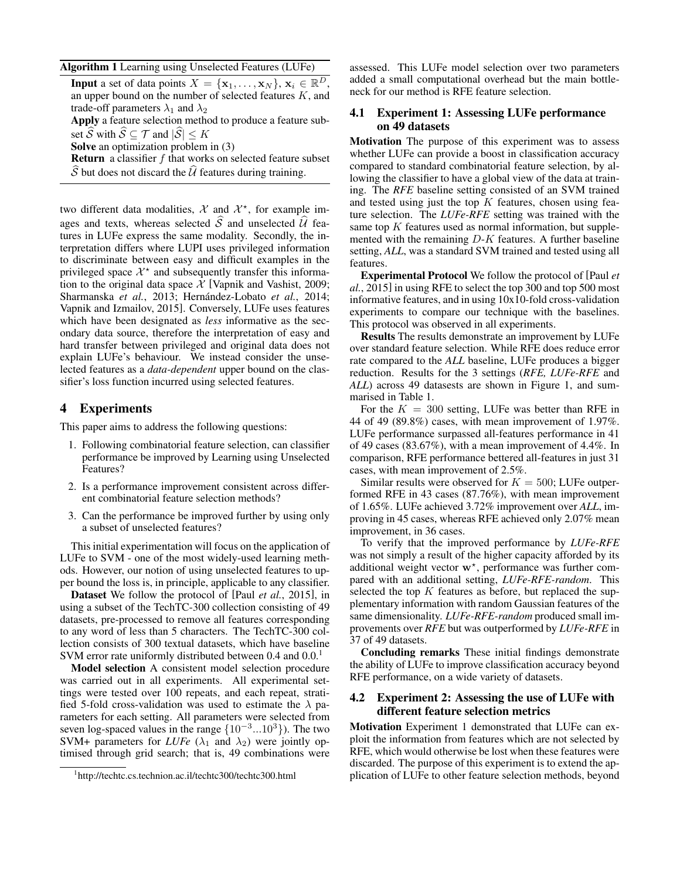**Algorithm 1** Learning using Unselected Features (LUFe)

**Input** a set of data points $X = \{\mathbf{x}_1, \ldots, \mathbf{x}_N\}$, $\mathbf{x}_i \in \mathbb{R}^D$, an upper bound on the number of selected features $K$, and trade-off parameters $\lambda_1$ and $\lambda_2$
**Apply** a feature selection method to produce a feature subset $\widehat{\mathcal{S}}$ with $\widehat{\mathcal{S}} \subseteq \mathcal{T}$ and $|\widehat{\mathcal{S}}| \leq K$
**Solve** an optimization problem in (3)
**Return** a classifier $f$ that works on selected feature subset $\widehat{\mathcal{S}}$ but does not discard the $\widehat{\mathcal{U}}$ features during training.

two different data modalities, $\mathcal{X}$ and $\mathcal{X}^\star$, for example images and texts, whereas selected $\widehat{\mathcal{S}}$ and unselected $\widehat{\mathcal{U}}$ features in LUFe express the same modality. Secondly, the interpretation differs where LUPI uses privileged information to discriminate between easy and difficult examples in the privileged space $\mathcal{X}^\star$ and subsequently transfer this information to the original data space $\mathcal{X}$ [Vapnik and Vashist, 2009; Sharmanska *et al.*, 2013; Hernández-Lobato *et al.*, 2014; Vapnik and Izmailov, 2015]. Conversely, LUFe uses features which have been designated as *less* informative as the secondary data source, therefore the interpretation of easy and hard transfer between privileged and original data does not explain LUFe's behaviour. We instead consider the unselected features as a *data-dependent* upper bound on the classifier's loss function incurred using selected features.

# 4 Experiments

This paper aims to address the following questions:

1. Following combinatorial feature selection, can classifier performance be improved by Learning using Unselected Features?
2. Is a performance improvement consistent across different combinatorial feature selection methods?
3. Can the performance be improved further by using only a subset of unselected features?

This initial experimentation will focus on the application of LUFe to SVM - one of the most widely-used learning methods. However, our notion of using unselected features to upper bound the loss is, in principle, applicable to any classifier.

**Dataset** We follow the protocol of [Paul *et al.*, 2015], in using a subset of the TechTC-300 collection consisting of 49 datasets, pre-processed to remove all features corresponding to any word of less than 5 characters. The TechTC-300 collection consists of 300 textual datasets, which have baseline SVM error rate uniformly distributed between 0.4 and 0.0.[1]

**Model selection** A consistent model selection procedure was carried out in all experiments. All experimental settings were tested over 100 repeats, and each repeat, stratified 5-fold cross-validation was used to estimate the $\lambda$ parameters for each setting. All parameters were selected from seven log-spaced values in the range $\{10^{-3}...10^3\}$). The two SVM+ parameters for *LUFe* ($\lambda_1$ and $\lambda_2$) were jointly optimised through grid search; that is, 49 combinations were assessed. This LUFe model selection over two parameters added a small computational overhead but the main bottleneck for our method is RFE feature selection.

[1] http://techtc.cs.technion.ac.il/techtc300/techtc300.html

## 4.1 Experiment 1: Assessing LUFe performance on 49 datasets

**Motivation** The purpose of this experiment was to assess whether LUFe can provide a boost in classification accuracy compared to standard combinatorial feature selection, by allowing the classifier to have a global view of the data at training. The *RFE* baseline setting consisted of an SVM trained and tested using just the top $K$ features, chosen using feature selection. The *LUFe-RFE* setting was trained with the same top $K$ features used as normal information, but supplemented with the remaining $D$-$K$ features. A further baseline setting, *ALL*, was a standard SVM trained and tested using all features.

**Experimental Protocol** We follow the protocol of [Paul *et al.*, 2015] in using RFE to select the top 300 and top 500 most informative features, and in using 10x10-fold cross-validation experiments to compare our technique with the baselines. This protocol was observed in all experiments.

**Results** The results demonstrate an improvement by LUFe over standard feature selection. While RFE does reduce error rate compared to the *ALL* baseline, LUFe produces a bigger reduction. Results for the 3 settings (*RFE, LUFe-RFE* and *ALL*) across 49 datasests are shown in Figure 1, and summarised in Table 1.

For the $K = 300$ setting, LUFe was better than RFE in 44 of 49 (89.8%) cases, with mean improvement of 1.97%. LUFe performance surpassed all-features performance in 41 of 49 cases (83.67%), with a mean improvement of 4.4%. In comparison, RFE performance bettered all-features in just 31 cases, with mean improvement of 2.5%.

Similar results were observed for $K = 500$; LUFe outperformed RFE in 43 cases (87.76%), with mean improvement of 1.65%. LUFe achieved 3.72% improvement over *ALL*, improving in 45 cases, whereas RFE achieved only 2.07% mean improvement, in 36 cases.

To verify that the improved performance by *LUFe-RFE* was not simply a result of the higher capacity afforded by its additional weight vector $\mathbf{w}^\star$, performance was further compared with an additional setting, *LUFe-RFE-random*. This selected the top $K$ features as before, but replaced the supplementary information with random Gaussian features of the same dimensionality. *LUFe-RFE-random* produced small improvements over *RFE* but was outperformed by *LUFe-RFE* in 37 of 49 datasets.

**Concluding remarks** These initial findings demonstrate the ability of LUFe to improve classification accuracy beyond RFE performance, on a wide variety of datasets.

## 4.2 Experiment 2: Assessing the use of LUFe with different feature selection metrics

**Motivation** Experiment 1 demonstrated that LUFe can exploit the information from features which are not selected by RFE, which would otherwise be lost when these features were discarded. The purpose of this experiment is to extend the application of LUFe to other feature selection methods, beyond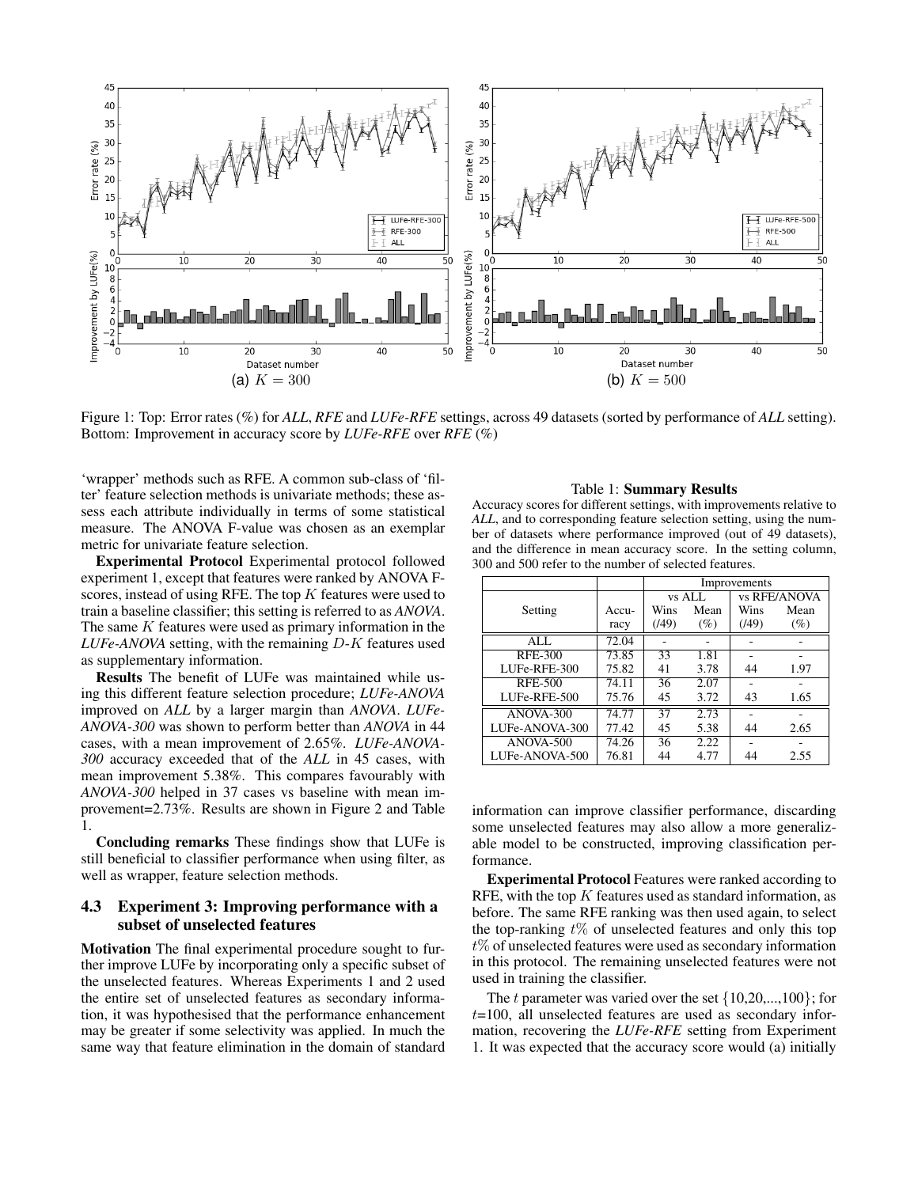Error rate (%)

LUFe-RFE-300
RFE-300
ALL

Improvement by LUFe(%)

Dataset number

(a) $K = 300$

Error rate (%)

LUFe-RFE-500
RFE-500
ALL

Improvement by LUFe(%)

Dataset number

(b) $K = 500$

Figure 1: Top: Error rates (%) for *ALL*, *RFE* and *LUFe-RFE* settings, across 49 datasets (sorted by performance of *ALL* setting). Bottom: Improvement in accuracy score by *LUFe-RFE* over *RFE* (%)

'wrapper' methods such as RFE. A common sub-class of 'filter' feature selection methods is univariate methods; these assess each attribute individually in terms of some statistical measure. The ANOVA F-value was chosen as an exemplar metric for univariate feature selection.

**Experimental Protocol** Experimental protocol followed experiment 1, except that features were ranked by ANOVA F-scores, instead of using RFE. The top $K$ features were used to train a baseline classifier; this setting is referred to as *ANOVA*. The same $K$ features were used as primary information in the *LUFe-ANOVA* setting, with the remaining $D$-$K$ features used as supplementary information.

**Results** The benefit of LUFe was maintained while using this different feature selection procedure; *LUFe-ANOVA* improved on *ALL* by a larger margin than *ANOVA*. *LUFe-ANOVA-300* was shown to perform better than *ANOVA* in 44 cases, with a mean improvement of 2.65%. *LUFe-ANOVA-300* accuracy exceeded that of the *ALL* in 45 cases, with mean improvement 5.38%. This compares favourably with *ANOVA-300* helped in 37 cases vs baseline with mean improvement=2.73%. Results are shown in Figure 2 and Table 1.

**Concluding remarks** These findings show that LUFe is still beneficial to classifier performance when using filter, as well as wrapper, feature selection methods.

### 4.3 Experiment 3: Improving performance with a subset of unselected features

**Motivation** The final experimental procedure sought to further improve LUFe by incorporating only a specific subset of the unselected features. Whereas Experiments 1 and 2 used the entire set of unselected features as secondary information, it was hypothesised that the performance enhancement may be greater if some selectivity was applied. In much the same way that feature elimination in the domain of standard

Table 1: **Summary Results**

Accuracy scores for different settings, with improvements relative to *ALL*, and to corresponding feature selection setting, using the number of datasets where performance improved (out of 49 datasets), and the difference in mean accuracy score. In the setting column, 300 and 500 refer to the number of selected features.

| | | Improvements | | | |
|---|---|---|---|---|---|
| | | vs ALL | | vs RFE/ANOVA | |
| Setting | Accuracy | Wins (/49) | Mean (%) | Wins (/49) | Mean (%) |
| ALL | 72.04 | - | - | - | - |
| RFE-300 | 73.85 | 33 | 1.81 | - | - |
| LUFe-RFE-300 | 75.82 | 41 | 3.78 | 44 | 1.97 |
| RFE-500 | 74.11 | 36 | 2.07 | - | - |
| LUFe-RFE-500 | 75.76 | 45 | 3.72 | 43 | 1.65 |
| ANOVA-300 | 74.77 | 37 | 2.73 | - | - |
| LUFe-ANOVA-300 | 77.42 | 45 | 5.38 | 44 | 2.65 |
| ANOVA-500 | 74.26 | 36 | 2.22 | - | - |
| LUFe-ANOVA-500 | 76.81 | 44 | 4.77 | 44 | 2.55 |

information can improve classifier performance, discarding some unselected features may also allow a more generalizable model to be constructed, improving classification performance.

**Experimental Protocol** Features were ranked according to RFE, with the top $K$ features used as standard information, as before. The same RFE ranking was then used again, to select the top-ranking $t$% of unselected features and only this top $t$% of unselected features were used as secondary information in this protocol. The remaining unselected features were not used in training the classifier.

The $t$ parameter was varied over the set $\{10,20,...,100\}$; for $t$=100, all unselected features are used as secondary information, recovering the *LUFe-RFE* setting from Experiment 1. It was expected that the accuracy score would (a) initially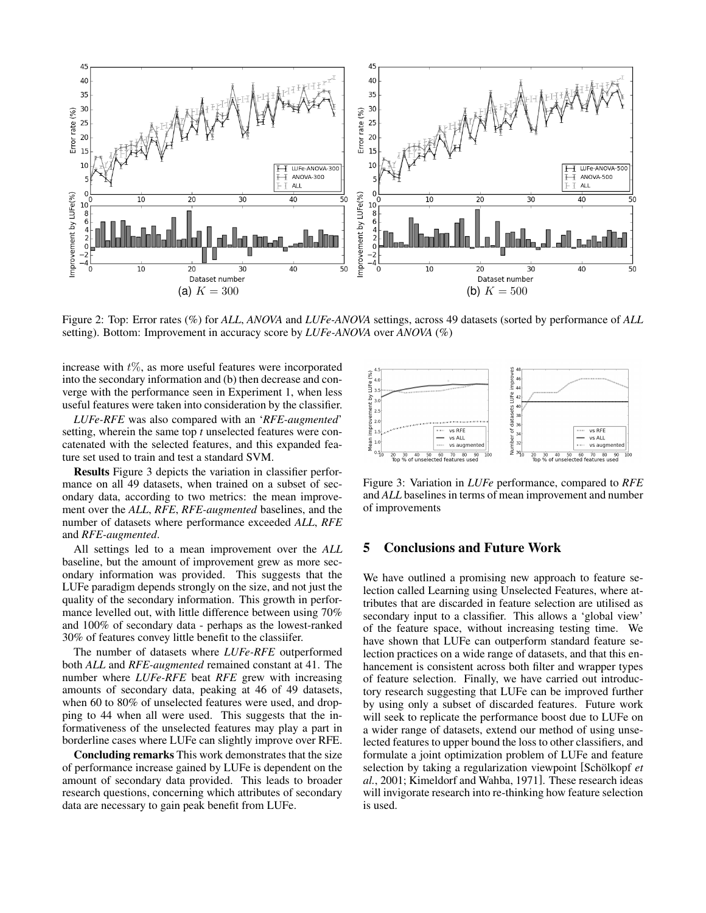Figure 2: Top: Error rates (%) for *ALL*, *ANOVA* and *LUFe-ANOVA* settings, across 49 datasets (sorted by performance of *ALL* setting). Bottom: Improvement in accuracy score by *LUFe-ANOVA* over *ANOVA* (%)

(a) $K = 300$ (b) $K = 500$

increase with $t\%$, as more useful features were incorporated into the secondary information and (b) then decrease and converge with the performance seen in Experiment 1, when less useful features were taken into consideration by the classifier.

*LUFe-RFE* was also compared with an '*RFE-augmented*' setting, wherein the same top $t$ unselected features were concatenated with the selected features, and this expanded feature set used to train and test a standard SVM.

**Results** Figure 3 depicts the variation in classifier performance on all 49 datasets, when trained on a subset of secondary data, according to two metrics: the mean improvement over the *ALL*, *RFE*, *RFE-augmented* baselines, and the number of datasets where performance exceeded *ALL*, *RFE* and *RFE-augmented*.

All settings led to a mean improvement over the *ALL* baseline, but the amount of improvement grew as more secondary information was provided. This suggests that the LUFe paradigm depends strongly on the size, and not just the quality of the secondary information. This growth in performance levelled out, with little difference between using 70% and 100% of secondary data - perhaps as the lowest-ranked 30% of features convey little benefit to the classiifer.

The number of datasets where *LUFe-RFE* outperformed both *ALL* and *RFE-augmented* remained constant at 41. The number where *LUFe-RFE* beat *RFE* grew with increasing amounts of secondary data, peaking at 46 of 49 datasets, when 60 to 80% of unselected features were used, and dropping to 44 when all were used. This suggests that the informativeness of the unselected features may play a part in borderline cases where LUFe can slightly improve over RFE.

**Concluding remarks** This work demonstrates that the size of performance increase gained by LUFe is dependent on the amount of secondary data provided. This leads to broader research questions, concerning which attributes of secondary data are necessary to gain peak benefit from LUFe.

Figure 3: Variation in *LUFe* performance, compared to *RFE* and *ALL* baselines in terms of mean improvement and number of improvements

## 5 Conclusions and Future Work

We have outlined a promising new approach to feature selection called Learning using Unselected Features, where attributes that are discarded in feature selection are utilised as secondary input to a classifier. This allows a 'global view' of the feature space, without increasing testing time. We have shown that LUFe can outperform standard feature selection practices on a wide range of datasets, and that this enhancement is consistent across both filter and wrapper types of feature selection. Finally, we have carried out introductory research suggesting that LUFe can be improved further by using only a subset of discarded features. Future work will seek to replicate the performance boost due to LUFe on a wider range of datasets, extend our method of using unselected features to upper bound the loss to other classifiers, and formulate a joint optimization problem of LUFe and feature selection by taking a regularization viewpoint [Schölkopf *et al.*, 2001; Kimeldorf and Wahba, 1971]. These research ideas will invigorate research into re-thinking how feature selection is used.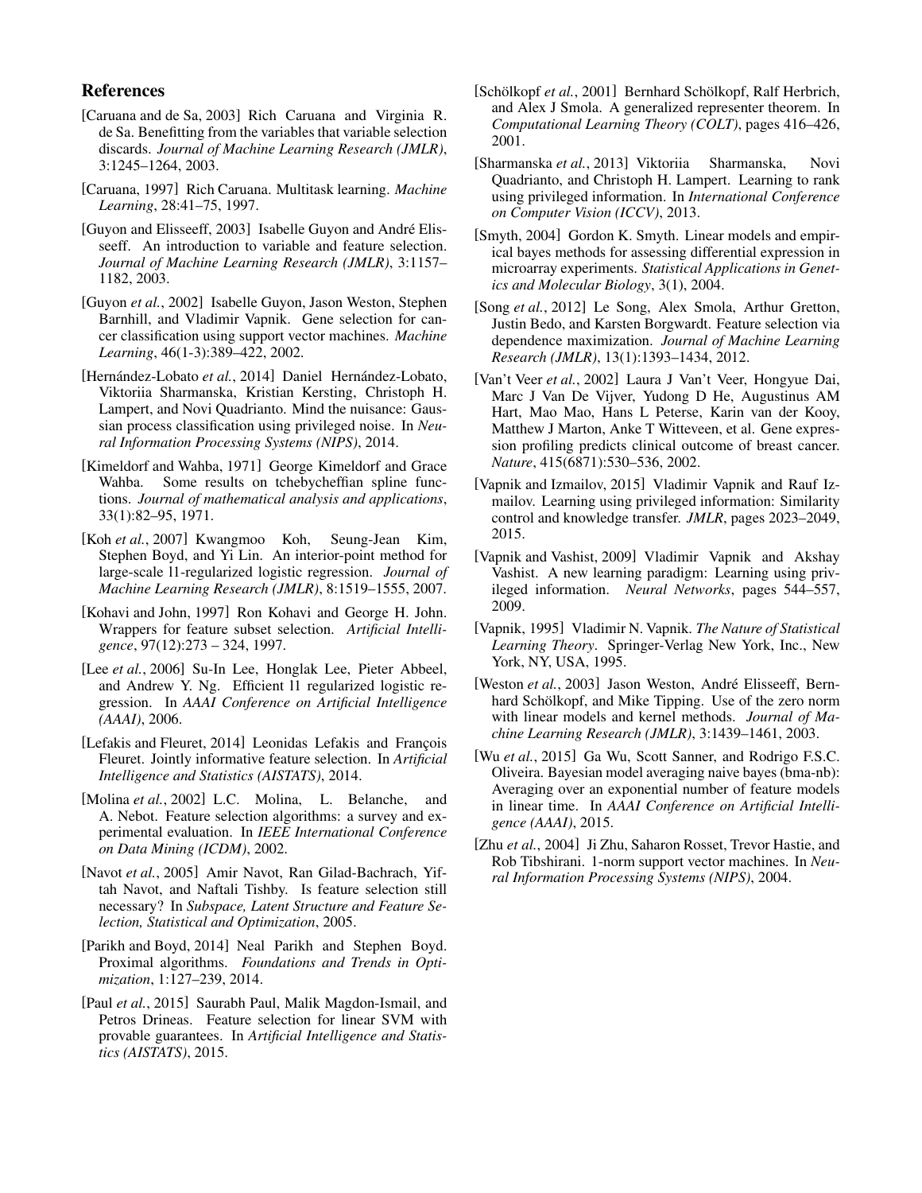## References

[Caruana and de Sa, 2003] Rich Caruana and Virginia R. de Sa. Benefitting from the variables that variable selection discards. *Journal of Machine Learning Research (JMLR)*, 3:1245–1264, 2003.

[Caruana, 1997] Rich Caruana. Multitask learning. *Machine Learning*, 28:41–75, 1997.

[Guyon and Elisseeff, 2003] Isabelle Guyon and André Elisseeff. An introduction to variable and feature selection. *Journal of Machine Learning Research (JMLR)*, 3:1157–1182, 2003.

[Guyon *et al.*, 2002] Isabelle Guyon, Jason Weston, Stephen Barnhill, and Vladimir Vapnik. Gene selection for cancer classification using support vector machines. *Machine Learning*, 46(1-3):389–422, 2002.

[Hernández-Lobato *et al.*, 2014] Daniel Hernández-Lobato, Viktoriia Sharmanska, Kristian Kersting, Christoph H. Lampert, and Novi Quadrianto. Mind the nuisance: Gaussian process classification using privileged noise. In *Neural Information Processing Systems (NIPS)*, 2014.

[Kimeldorf and Wahba, 1971] George Kimeldorf and Grace Wahba. Some results on tchebycheffian spline functions. *Journal of mathematical analysis and applications*, 33(1):82–95, 1971.

[Koh *et al.*, 2007] Kwangmoo Koh, Seung-Jean Kim, Stephen Boyd, and Yi Lin. An interior-point method for large-scale l1-regularized logistic regression. *Journal of Machine Learning Research (JMLR)*, 8:1519–1555, 2007.

[Kohavi and John, 1997] Ron Kohavi and George H. John. Wrappers for feature subset selection. *Artificial Intelligence*, 97(12):273 – 324, 1997.

[Lee *et al.*, 2006] Su-In Lee, Honglak Lee, Pieter Abbeel, and Andrew Y. Ng. Efficient l1 regularized logistic regression. In *AAAI Conference on Artificial Intelligence (AAAI)*, 2006.

[Lefakis and Fleuret, 2014] Leonidas Lefakis and François Fleuret. Jointly informative feature selection. In *Artificial Intelligence and Statistics (AISTATS)*, 2014.

[Molina *et al.*, 2002] L.C. Molina, L. Belanche, and A. Nebot. Feature selection algorithms: a survey and experimental evaluation. In *IEEE International Conference on Data Mining (ICDM)*, 2002.

[Navot *et al.*, 2005] Amir Navot, Ran Gilad-Bachrach, Yiftah Navot, and Naftali Tishby. Is feature selection still necessary? In *Subspace, Latent Structure and Feature Selection, Statistical and Optimization*, 2005.

[Parikh and Boyd, 2014] Neal Parikh and Stephen Boyd. Proximal algorithms. *Foundations and Trends in Optimization*, 1:127–239, 2014.

[Paul *et al.*, 2015] Saurabh Paul, Malik Magdon-Ismail, and Petros Drineas. Feature selection for linear SVM with provable guarantees. In *Artificial Intelligence and Statistics (AISTATS)*, 2015.

[Schölkopf *et al.*, 2001] Bernhard Schölkopf, Ralf Herbrich, and Alex J Smola. A generalized representer theorem. In *Computational Learning Theory (COLT)*, pages 416–426, 2001.

[Sharmanska *et al.*, 2013] Viktoriia Sharmanska, Novi Quadrianto, and Christoph H. Lampert. Learning to rank using privileged information. In *International Conference on Computer Vision (ICCV)*, 2013.

[Smyth, 2004] Gordon K. Smyth. Linear models and empirical bayes methods for assessing differential expression in microarray experiments. *Statistical Applications in Genetics and Molecular Biology*, 3(1), 2004.

[Song *et al.*, 2012] Le Song, Alex Smola, Arthur Gretton, Justin Bedo, and Karsten Borgwardt. Feature selection via dependence maximization. *Journal of Machine Learning Research (JMLR)*, 13(1):1393–1434, 2012.

[Van't Veer *et al.*, 2002] Laura J Van't Veer, Hongyue Dai, Marc J Van De Vijver, Yudong D He, Augustinus AM Hart, Mao Mao, Hans L Peterse, Karin van der Kooy, Matthew J Marton, Anke T Witteveen, et al. Gene expression profiling predicts clinical outcome of breast cancer. *Nature*, 415(6871):530–536, 2002.

[Vapnik and Izmailov, 2015] Vladimir Vapnik and Rauf Izmailov. Learning using privileged information: Similarity control and knowledge transfer. *JMLR*, pages 2023–2049, 2015.

[Vapnik and Vashist, 2009] Vladimir Vapnik and Akshay Vashist. A new learning paradigm: Learning using privileged information. *Neural Networks*, pages 544–557, 2009.

[Vapnik, 1995] Vladimir N. Vapnik. *The Nature of Statistical Learning Theory*. Springer-Verlag New York, Inc., New York, NY, USA, 1995.

[Weston *et al.*, 2003] Jason Weston, André Elisseeff, Bernhard Schölkopf, and Mike Tipping. Use of the zero norm with linear models and kernel methods. *Journal of Machine Learning Research (JMLR)*, 3:1439–1461, 2003.

[Wu *et al.*, 2015] Ga Wu, Scott Sanner, and Rodrigo F.S.C. Oliveira. Bayesian model averaging naive bayes (bma-nb): Averaging over an exponential number of feature models in linear time. In *AAAI Conference on Artificial Intelligence (AAAI)*, 2015.

[Zhu *et al.*, 2004] Ji Zhu, Saharon Rosset, Trevor Hastie, and Rob Tibshirani. 1-norm support vector machines. In *Neural Information Processing Systems (NIPS)*, 2004.